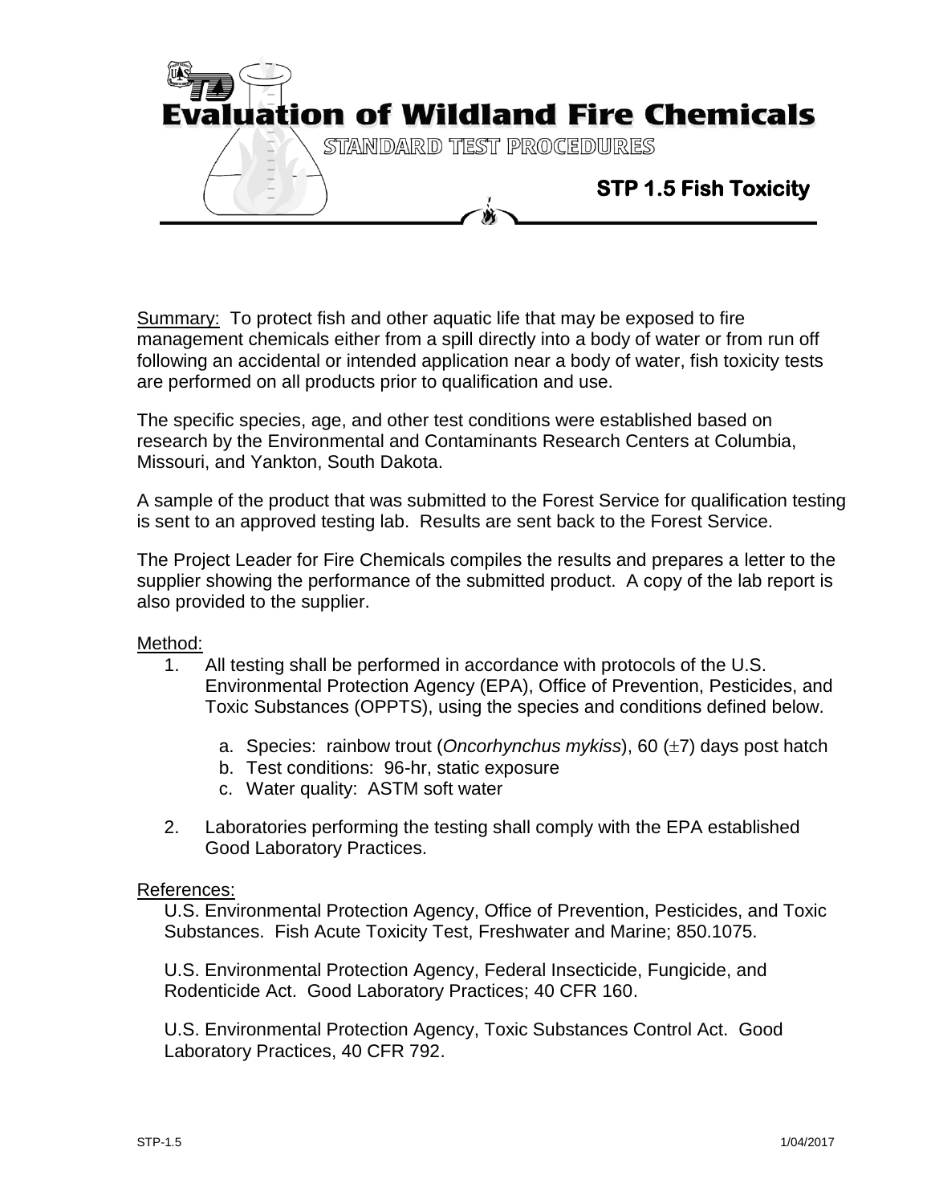# Evaluation of Wildland Fire Chemicals

STANDARD TEST PROCEDURES

## STP 1.5 Fish Toxicity

Summary: To protect fish and other aquatic life that may be exposed to fire management chemicals either from a spill directly into a body of water or from run off following an accidental or intended application near a body of water, fish toxicity tests are performed on all products prior to qualification and use.

The specific species, age, and other test conditions were established based on research by the Environmental and Contaminants Research Centers at Columbia, Missouri, and Yankton, South Dakota.

A sample of the product that was submitted to the Forest Service for qualification testing is sent to an approved testing lab. Results are sent back to the Forest Service.

The Project Leader for Fire Chemicals compiles the results and prepares a letter to the supplier showing the performance of the submitted product. A copy of the lab report is also provided to the supplier.

Method:

1. All testing shall be performed in accordance with protocols of the U.S. Environmental Protection Agency (EPA), Office of Prevention, Pesticides, and Toxic Substances (OPPTS), using the species and conditions defined below.
   - a. Species: rainbow trout (*Oncorhynchus mykiss*), 60 ($\pm$7) days post hatch
   - b. Test conditions: 96-hr, static exposure
   - c. Water quality: ASTM soft water
2. Laboratories performing the testing shall comply with the EPA established Good Laboratory Practices.

References:

U.S. Environmental Protection Agency, Office of Prevention, Pesticides, and Toxic Substances. Fish Acute Toxicity Test, Freshwater and Marine; 850.1075.

U.S. Environmental Protection Agency, Federal Insecticide, Fungicide, and Rodenticide Act. Good Laboratory Practices; 40 CFR 160.

U.S. Environmental Protection Agency, Toxic Substances Control Act. Good Laboratory Practices, 40 CFR 792.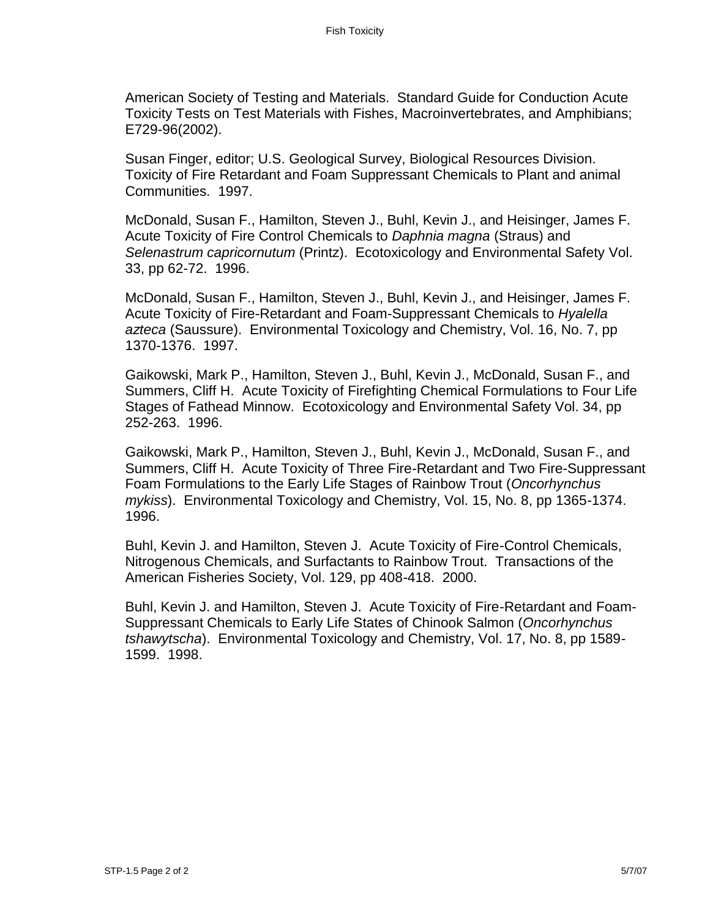American Society of Testing and Materials. Standard Guide for Conduction Acute Toxicity Tests on Test Materials with Fishes, Macroinvertebrates, and Amphibians; E729-96(2002).

Susan Finger, editor; U.S. Geological Survey, Biological Resources Division. Toxicity of Fire Retardant and Foam Suppressant Chemicals to Plant and animal Communities. 1997.

McDonald, Susan F., Hamilton, Steven J., Buhl, Kevin J., and Heisinger, James F. Acute Toxicity of Fire Control Chemicals to *Daphnia magna* (Straus) and *Selenastrum capricornutum* (Printz). Ecotoxicology and Environmental Safety Vol. 33, pp 62-72. 1996.

McDonald, Susan F., Hamilton, Steven J., Buhl, Kevin J., and Heisinger, James F. Acute Toxicity of Fire-Retardant and Foam-Suppressant Chemicals to *Hyalella azteca* (Saussure). Environmental Toxicology and Chemistry, Vol. 16, No. 7, pp 1370-1376. 1997.

Gaikowski, Mark P., Hamilton, Steven J., Buhl, Kevin J., McDonald, Susan F., and Summers, Cliff H. Acute Toxicity of Firefighting Chemical Formulations to Four Life Stages of Fathead Minnow. Ecotoxicology and Environmental Safety Vol. 34, pp 252-263. 1996.

Gaikowski, Mark P., Hamilton, Steven J., Buhl, Kevin J., McDonald, Susan F., and Summers, Cliff H. Acute Toxicity of Three Fire-Retardant and Two Fire-Suppressant Foam Formulations to the Early Life Stages of Rainbow Trout (*Oncorhynchus mykiss*). Environmental Toxicology and Chemistry, Vol. 15, No. 8, pp 1365-1374. 1996.

Buhl, Kevin J. and Hamilton, Steven J. Acute Toxicity of Fire-Control Chemicals, Nitrogenous Chemicals, and Surfactants to Rainbow Trout. Transactions of the American Fisheries Society, Vol. 129, pp 408-418. 2000.

Buhl, Kevin J. and Hamilton, Steven J. Acute Toxicity of Fire-Retardant and Foam-Suppressant Chemicals to Early Life States of Chinook Salmon (*Oncorhynchus tshawytscha*). Environmental Toxicology and Chemistry, Vol. 17, No. 8, pp 1589-1599. 1998.